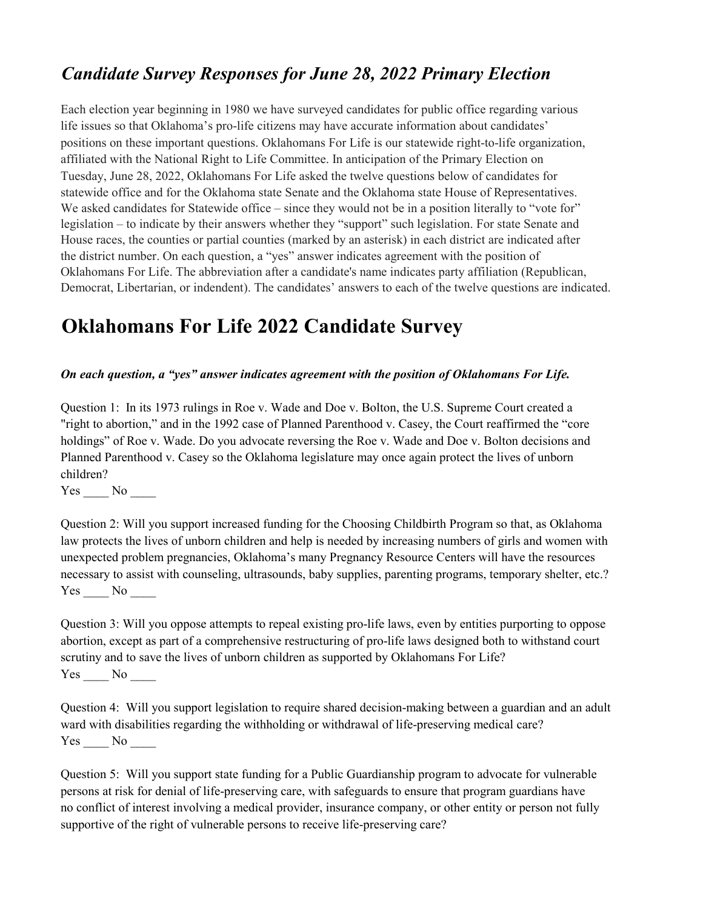## *Candidate Survey Responses for June 28, 2022 Primary Election*

Each election year beginning in 1980 we have surveyed candidates for public office regarding various life issues so that Oklahoma's pro-life citizens may have accurate information about candidates' positions on these important questions. Oklahomans For Life is our statewide right-to-life organization, affiliated with the National Right to Life Committee. In anticipation of the Primary Election on Tuesday, June 28, 2022, Oklahomans For Life asked the twelve questions below of candidates for statewide office and for the Oklahoma state Senate and the Oklahoma state House of Representatives. We asked candidates for Statewide office – since they would not be in a position literally to "vote for" legislation – to indicate by their answers whether they "support" such legislation. For state Senate and House races, the counties or partial counties (marked by an asterisk) in each district are indicated after the district number. On each question, a "yes" answer indicates agreement with the position of Oklahomans For Life. The abbreviation after a candidate's name indicates party affiliation (Republican, Democrat, Libertarian, or indendent). The candidates' answers to each of the twelve questions are indicated.

# Oklahomans For Life 2022 Candidate Survey

***On each question, a "yes" answer indicates agreement with the position of Oklahomans For Life.***

Question 1: In its 1973 rulings in Roe v. Wade and Doe v. Bolton, the U.S. Supreme Court created a "right to abortion," and in the 1992 case of Planned Parenthood v. Casey, the Court reaffirmed the "core holdings" of Roe v. Wade. Do you advocate reversing the Roe v. Wade and Doe v. Bolton decisions and Planned Parenthood v. Casey so the Oklahoma legislature may once again protect the lives of unborn children?
Yes ____ No ____

Question 2: Will you support increased funding for the Choosing Childbirth Program so that, as Oklahoma law protects the lives of unborn children and help is needed by increasing numbers of girls and women with unexpected problem pregnancies, Oklahoma's many Pregnancy Resource Centers will have the resources necessary to assist with counseling, ultrasounds, baby supplies, parenting programs, temporary shelter, etc.?
Yes ____ No ____

Question 3: Will you oppose attempts to repeal existing pro-life laws, even by entities purporting to oppose abortion, except as part of a comprehensive restructuring of pro-life laws designed both to withstand court scrutiny and to save the lives of unborn children as supported by Oklahomans For Life?
Yes ____ No ____

Question 4: Will you support legislation to require shared decision-making between a guardian and an adult ward with disabilities regarding the withholding or withdrawal of life-preserving medical care?
Yes ____ No ____

Question 5: Will you support state funding for a Public Guardianship program to advocate for vulnerable persons at risk for denial of life-preserving care, with safeguards to ensure that program guardians have no conflict of interest involving a medical provider, insurance company, or other entity or person not fully supportive of the right of vulnerable persons to receive life-preserving care?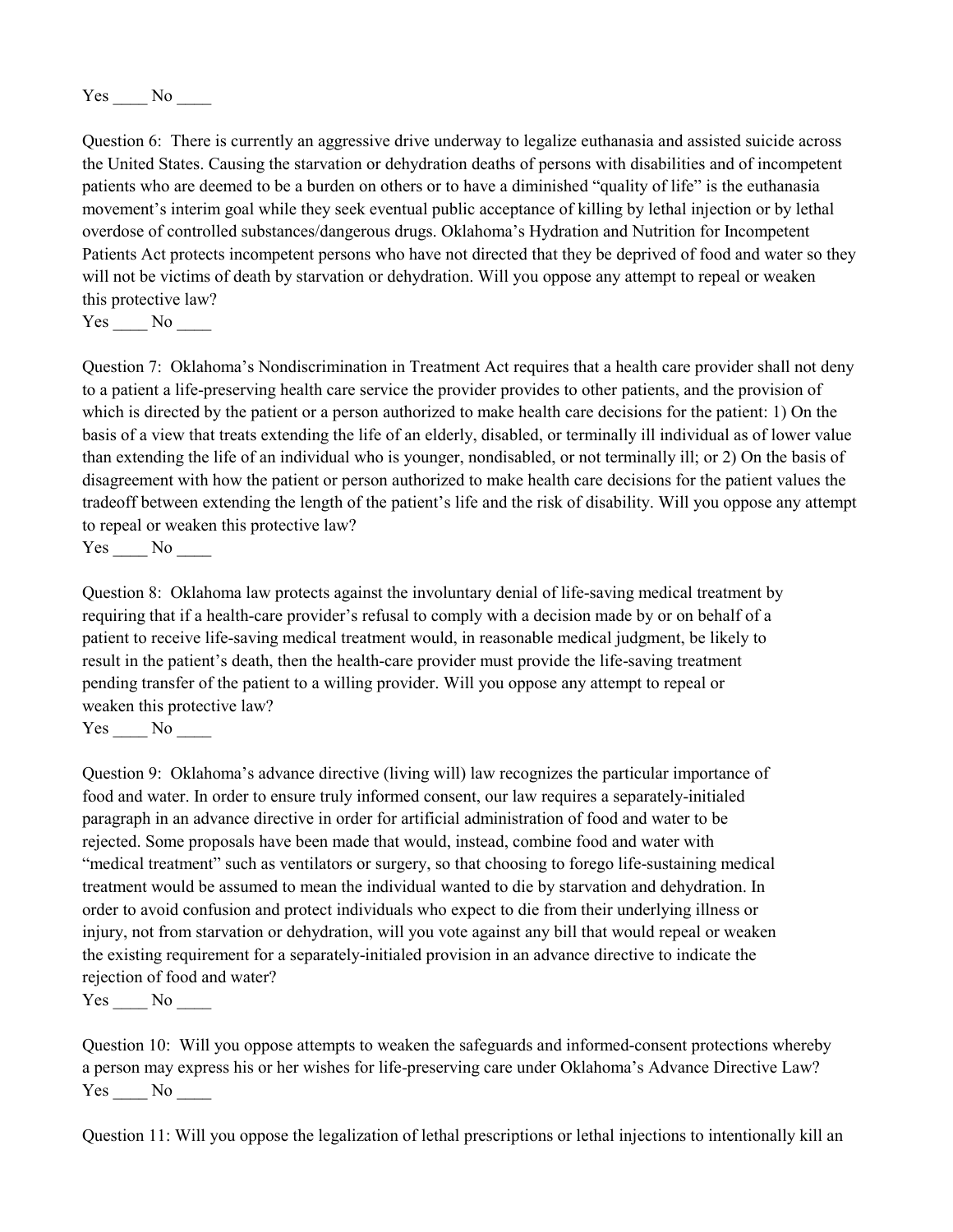Yes ____ No ____

Question 6: There is currently an aggressive drive underway to legalize euthanasia and assisted suicide across the United States. Causing the starvation or dehydration deaths of persons with disabilities and of incompetent patients who are deemed to be a burden on others or to have a diminished "quality of life" is the euthanasia movement's interim goal while they seek eventual public acceptance of killing by lethal injection or by lethal overdose of controlled substances/dangerous drugs. Oklahoma's Hydration and Nutrition for Incompetent Patients Act protects incompetent persons who have not directed that they be deprived of food and water so they will not be victims of death by starvation or dehydration. Will you oppose any attempt to repeal or weaken this protective law?
Yes ____ No ____

Question 7: Oklahoma's Nondiscrimination in Treatment Act requires that a health care provider shall not deny to a patient a life-preserving health care service the provider provides to other patients, and the provision of which is directed by the patient or a person authorized to make health care decisions for the patient: 1) On the basis of a view that treats extending the life of an elderly, disabled, or terminally ill individual as of lower value than extending the life of an individual who is younger, nondisabled, or not terminally ill; or 2) On the basis of disagreement with how the patient or person authorized to make health care decisions for the patient values the tradeoff between extending the length of the patient's life and the risk of disability. Will you oppose any attempt to repeal or weaken this protective law?
Yes ____ No ____

Question 8: Oklahoma law protects against the involuntary denial of life-saving medical treatment by requiring that if a health-care provider's refusal to comply with a decision made by or on behalf of a patient to receive life-saving medical treatment would, in reasonable medical judgment, be likely to result in the patient's death, then the health-care provider must provide the life-saving treatment pending transfer of the patient to a willing provider. Will you oppose any attempt to repeal or weaken this protective law?
Yes ____ No ____

Question 9: Oklahoma's advance directive (living will) law recognizes the particular importance of food and water. In order to ensure truly informed consent, our law requires a separately-initialed paragraph in an advance directive in order for artificial administration of food and water to be rejected. Some proposals have been made that would, instead, combine food and water with "medical treatment" such as ventilators or surgery, so that choosing to forego life-sustaining medical treatment would be assumed to mean the individual wanted to die by starvation and dehydration. In order to avoid confusion and protect individuals who expect to die from their underlying illness or injury, not from starvation or dehydration, will you vote against any bill that would repeal or weaken the existing requirement for a separately-initialed provision in an advance directive to indicate the rejection of food and water?
Yes ____ No ____

Question 10: Will you oppose attempts to weaken the safeguards and informed-consent protections whereby a person may express his or her wishes for life-preserving care under Oklahoma's Advance Directive Law?
Yes ____ No ____

Question 11: Will you oppose the legalization of lethal prescriptions or lethal injections to intentionally kill an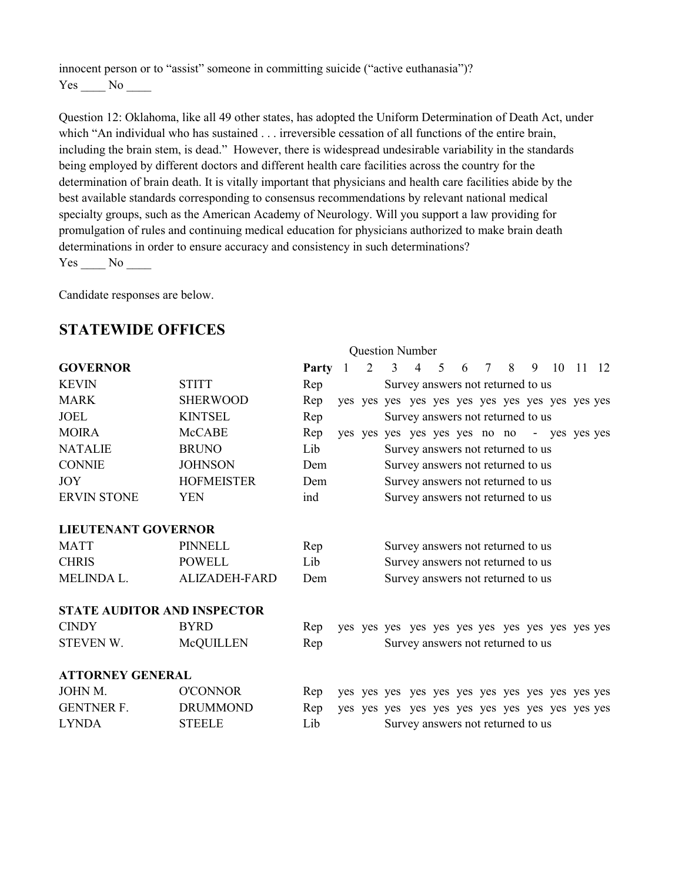innocent person or to "assist" someone in committing suicide ("active euthanasia")?
Yes ____ No ____

Question 12: Oklahoma, like all 49 other states, has adopted the Uniform Determination of Death Act, under which "An individual who has sustained . . . irreversible cessation of all functions of the entire brain, including the brain stem, is dead." However, there is widespread undesirable variability in the standards being employed by different doctors and different health care facilities across the country for the determination of brain death. It is vitally important that physicians and health care facilities abide by the best available standards corresponding to consensus recommendations by relevant national medical specialty groups, such as the American Academy of Neurology. Will you support a law providing for promulgation of rules and continuing medical education for physicians authorized to make brain death determinations in order to ensure accuracy and consistency in such determinations?
Yes ____ No ____

Candidate responses are below.

## STATEWIDE OFFICES

| | | | Question Number | | | | | | | | | | | |
|---|---|---|---|---|---|---|---|---|---|---|---|---|---|---|
| **GOVERNOR** | | **Party** | 1 | 2 | 3 | 4 | 5 | 6 | 7 | 8 | 9 | 10 | 11 | 12 |
| KEVIN | STITT | Rep | Survey answers not returned to us | | | | | | | | | | | |
| MARK | SHERWOOD | Rep | yes | yes | yes | yes | yes | yes | yes | yes | yes | yes | yes | yes |
| JOEL | KINTSEL | Rep | Survey answers not returned to us | | | | | | | | | | | |
| MOIRA | McCABE | Rep | yes | yes | yes | yes | yes | yes | no | no | - | yes | yes | yes |
| NATALIE | BRUNO | Lib | Survey answers not returned to us | | | | | | | | | | | |
| CONNIE | JOHNSON | Dem | Survey answers not returned to us | | | | | | | | | | | |
| JOY | HOFMEISTER | Dem | Survey answers not returned to us | | | | | | | | | | | |
| ERVIN STONE | YEN | ind | Survey answers not returned to us | | | | | | | | | | | |
| **LIEUTENANT GOVERNOR** | | | | | | | | | | | | | | |
| MATT | PINNELL | Rep | Survey answers not returned to us | | | | | | | | | | | |
| CHRIS | POWELL | Lib | Survey answers not returned to us | | | | | | | | | | | |
| MELINDA L. | ALIZADEH-FARD | Dem | Survey answers not returned to us | | | | | | | | | | | |
| **STATE AUDITOR AND INSPECTOR** | | | | | | | | | | | | | | |
| CINDY | BYRD | Rep | yes | yes | yes | yes | yes | yes | yes | yes | yes | yes | yes | yes |
| STEVEN W. | McQUILLEN | Rep | Survey answers not returned to us | | | | | | | | | | | |
| **ATTORNEY GENERAL** | | | | | | | | | | | | | | |
| JOHN M. | O'CONNOR | Rep | yes | yes | yes | yes | yes | yes | yes | yes | yes | yes | yes | yes |
| GENTNER F. | DRUMMOND | Rep | yes | yes | yes | yes | yes | yes | yes | yes | yes | yes | yes | yes |
| LYNDA | STEELE | Lib | Survey answers not returned to us | | | | | | | | | | | |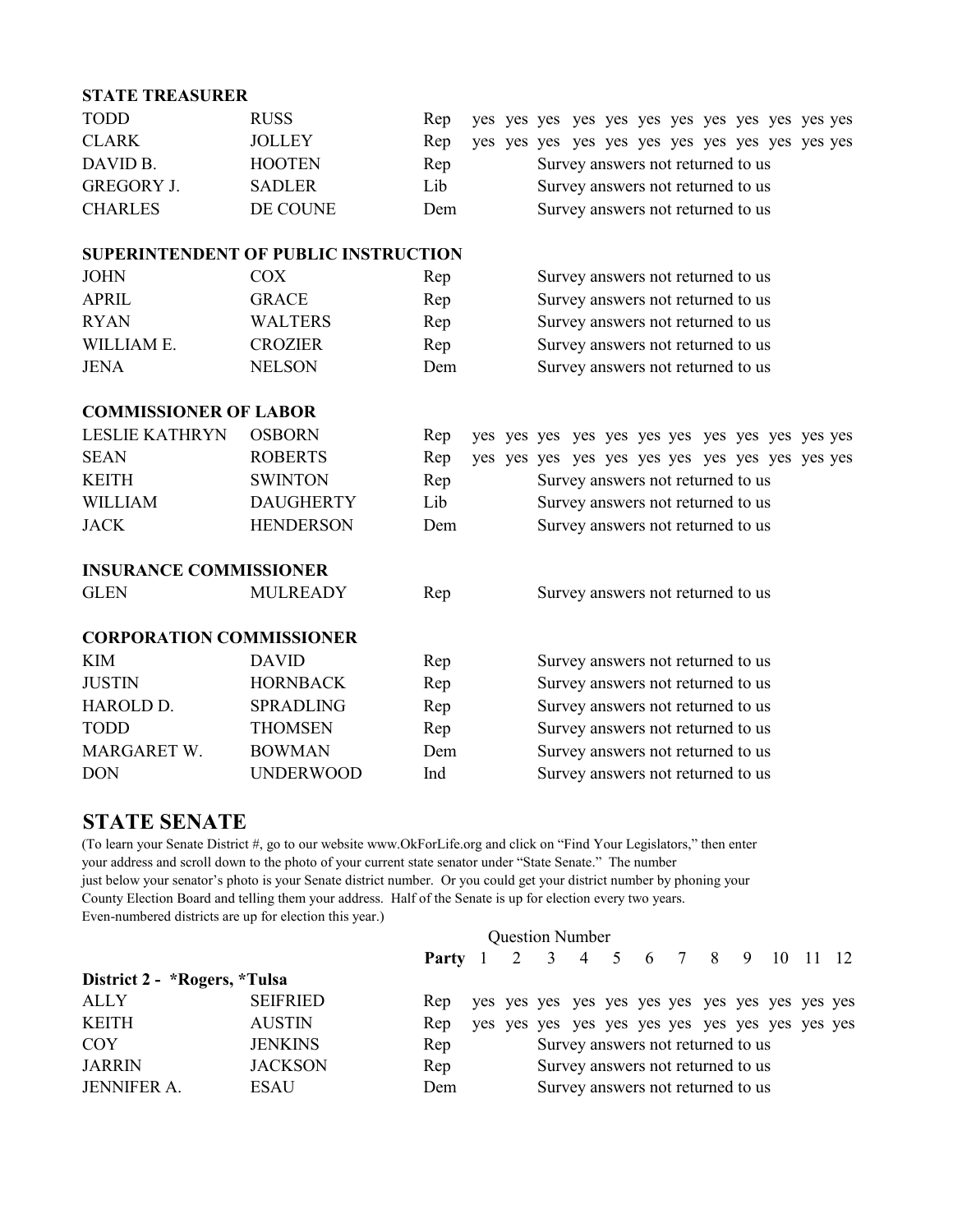| | | | | | | | | | | | | | | | |
|---|---|---|---|---|---|---|---|---|---|---|---|---|---|---|---|
| **STATE TREASURER** | | | | | | | | | | | | | | | |
| TODD | RUSS | Rep | yes | yes | yes | yes | yes | yes | yes | yes | yes | yes | yes | yes |
| CLARK | JOLLEY | Rep | yes | yes | yes | yes | yes | yes | yes | yes | yes | yes | yes | yes |
| DAVID B. | HOOTEN | Rep | Survey answers not returned to us | | | | | | | | | | | |
| GREGORY J. | SADLER | Lib | Survey answers not returned to us | | | | | | | | | | | |
| CHARLES | DE COUNE | Dem | Survey answers not returned to us | | | | | | | | | | | |
| **SUPERINTENDENT OF PUBLIC INSTRUCTION** | | | | | | | | | | | | | | | |
| JOHN | COX | Rep | Survey answers not returned to us | | | | | | | | | | | |
| APRIL | GRACE | Rep | Survey answers not returned to us | | | | | | | | | | | |
| RYAN | WALTERS | Rep | Survey answers not returned to us | | | | | | | | | | | |
| WILLIAM E. | CROZIER | Rep | Survey answers not returned to us | | | | | | | | | | | |
| JENA | NELSON | Dem | Survey answers not returned to us | | | | | | | | | | | |
| **COMMISSIONER OF LABOR** | | | | | | | | | | | | | | | |
| LESLIE KATHRYN | OSBORN | Rep | yes | yes | yes | yes | yes | yes | yes | yes | yes | yes | yes | yes |
| SEAN | ROBERTS | Rep | yes | yes | yes | yes | yes | yes | yes | yes | yes | yes | yes | yes |
| KEITH | SWINTON | Rep | Survey answers not returned to us | | | | | | | | | | | |
| WILLIAM | DAUGHERTY | Lib | Survey answers not returned to us | | | | | | | | | | | |
| JACK | HENDERSON | Dem | Survey answers not returned to us | | | | | | | | | | | |
| **INSURANCE COMMISSIONER** | | | | | | | | | | | | | | | |
| GLEN | MULREADY | Rep | Survey answers not returned to us | | | | | | | | | | | |
| **CORPORATION COMMISSIONER** | | | | | | | | | | | | | | | |
| KIM | DAVID | Rep | Survey answers not returned to us | | | | | | | | | | | |
| JUSTIN | HORNBACK | Rep | Survey answers not returned to us | | | | | | | | | | | |
| HAROLD D. | SPRADLING | Rep | Survey answers not returned to us | | | | | | | | | | | |
| TODD | THOMSEN | Rep | Survey answers not returned to us | | | | | | | | | | | |
| MARGARET W. | BOWMAN | Dem | Survey answers not returned to us | | | | | | | | | | | |
| DON | UNDERWOOD | Ind | Survey answers not returned to us | | | | | | | | | | | |

## STATE SENATE

(To learn your Senate District #, go to our website www.OkForLife.org and click on "Find Your Legislators," then enter your address and scroll down to the photo of your current state senator under "State Senate." The number just below your senator's photo is your Senate district number. Or you could get your district number by phoning your County Election Board and telling them your address. Half of the Senate is up for election every two years. Even-numbered districts are up for election this year.)

| | | | Question Number | | | | | | | | | | | |
|---|---|---|---|---|---|---|---|---|---|---|---|---|---|---|
| | | **Party** | 1 | 2 | 3 | 4 | 5 | 6 | 7 | 8 | 9 | 10 | 11 | 12 |
| **District 2 - \*Rogers, \*Tulsa** | | | | | | | | | | | | | | |
| ALLY | SEIFRIED | Rep | yes | yes | yes | yes | yes | yes | yes | yes | yes | yes | yes | yes |
| KEITH | AUSTIN | Rep | yes | yes | yes | yes | yes | yes | yes | yes | yes | yes | yes | yes |
| COY | JENKINS | Rep | Survey answers not returned to us | | | | | | | | | | | |
| JARRIN | JACKSON | Rep | Survey answers not returned to us | | | | | | | | | | | |
| JENNIFER A. | ESAU | Dem | Survey answers not returned to us | | | | | | | | | | | |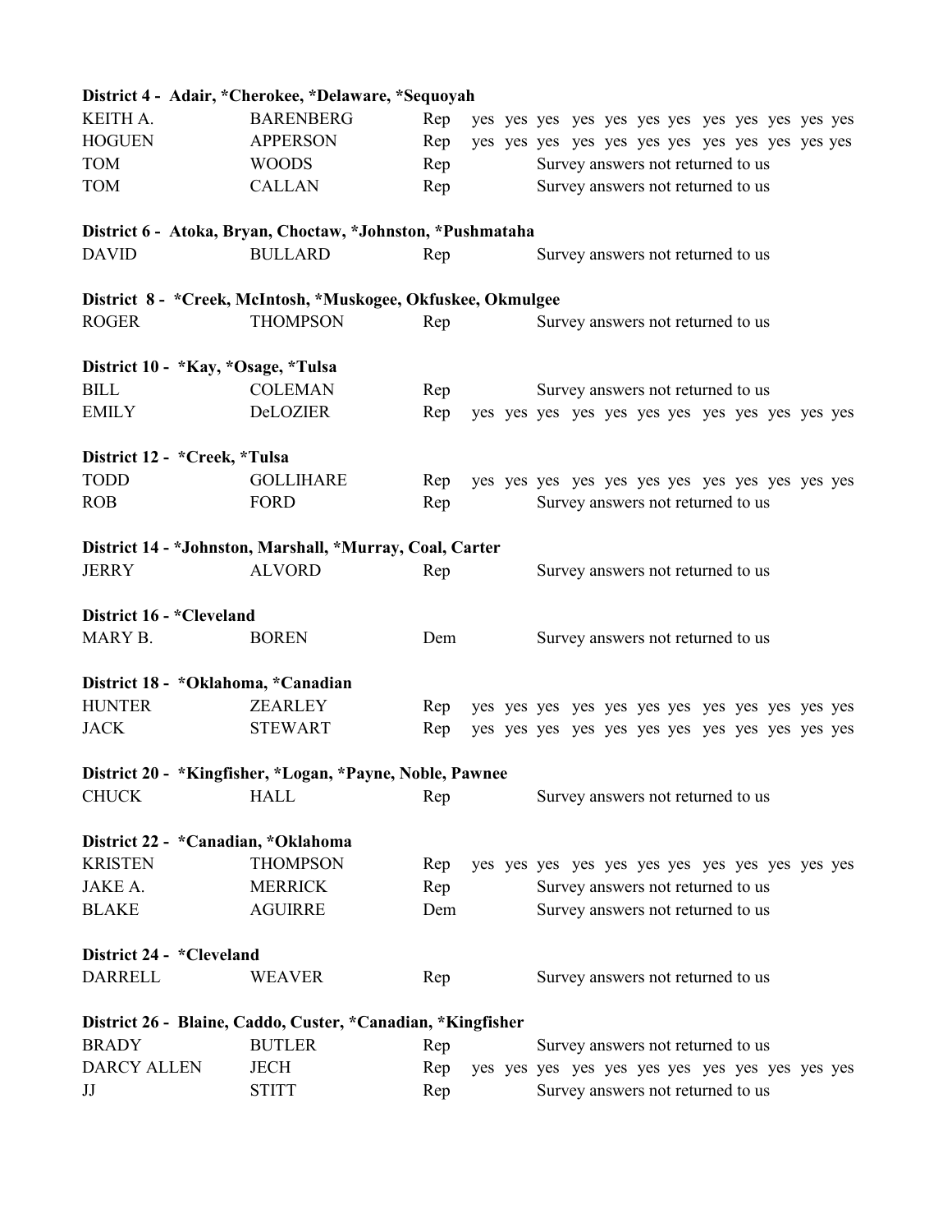**District 4 - Adair, *Cherokee, *Delaware, *Sequoyah**

| | | | |
|---|---|---|---|
| KEITH A. | BARENBERG | Rep | yes yes yes yes yes yes yes yes yes yes yes yes |
| HOGUEN | APPERSON | Rep | yes yes yes yes yes yes yes yes yes yes yes yes |
| TOM | WOODS | Rep | Survey answers not returned to us |
| TOM | CALLAN | Rep | Survey answers not returned to us |

**District 6 - Atoka, Bryan, Choctaw, *Johnston, *Pushmataha**

| | | | |
|---|---|---|---|
| DAVID | BULLARD | Rep | Survey answers not returned to us |

**District 8 - *Creek, McIntosh, *Muskogee, Okfuskee, Okmulgee**

| | | | |
|---|---|---|---|
| ROGER | THOMPSON | Rep | Survey answers not returned to us |

**District 10 - *Kay, *Osage, *Tulsa**

| | | | |
|---|---|---|---|
| BILL | COLEMAN | Rep | Survey answers not returned to us |
| EMILY | DeLOZIER | Rep | yes yes yes yes yes yes yes yes yes yes yes yes |

**District 12 - *Creek, *Tulsa**

| | | | |
|---|---|---|---|
| TODD | GOLLIHARE | Rep | yes yes yes yes yes yes yes yes yes yes yes yes |
| ROB | FORD | Rep | Survey answers not returned to us |

**District 14 - *Johnston, Marshall, *Murray, Coal, Carter**

| | | | |
|---|---|---|---|
| JERRY | ALVORD | Rep | Survey answers not returned to us |

**District 16 - *Cleveland**

| | | | |
|---|---|---|---|
| MARY B. | BOREN | Dem | Survey answers not returned to us |

**District 18 - *Oklahoma, *Canadian**

| | | | |
|---|---|---|---|
| HUNTER | ZEARLEY | Rep | yes yes yes yes yes yes yes yes yes yes yes yes |
| JACK | STEWART | Rep | yes yes yes yes yes yes yes yes yes yes yes yes |

**District 20 - *Kingfisher, *Logan, *Payne, Noble, Pawnee**

| | | | |
|---|---|---|---|
| CHUCK | HALL | Rep | Survey answers not returned to us |

**District 22 - *Canadian, *Oklahoma**

| | | | |
|---|---|---|---|
| KRISTEN | THOMPSON | Rep | yes yes yes yes yes yes yes yes yes yes yes yes |
| JAKE A. | MERRICK | Rep | Survey answers not returned to us |
| BLAKE | AGUIRRE | Dem | Survey answers not returned to us |

**District 24 - *Cleveland**

| | | | |
|---|---|---|---|
| DARRELL | WEAVER | Rep | Survey answers not returned to us |

**District 26 - Blaine, Caddo, Custer, *Canadian, *Kingfisher**

| | | | |
|---|---|---|---|
| BRADY | BUTLER | Rep | Survey answers not returned to us |
| DARCY ALLEN | JECH | Rep | yes yes yes yes yes yes yes yes yes yes yes yes |
| JJ | STITT | Rep | Survey answers not returned to us |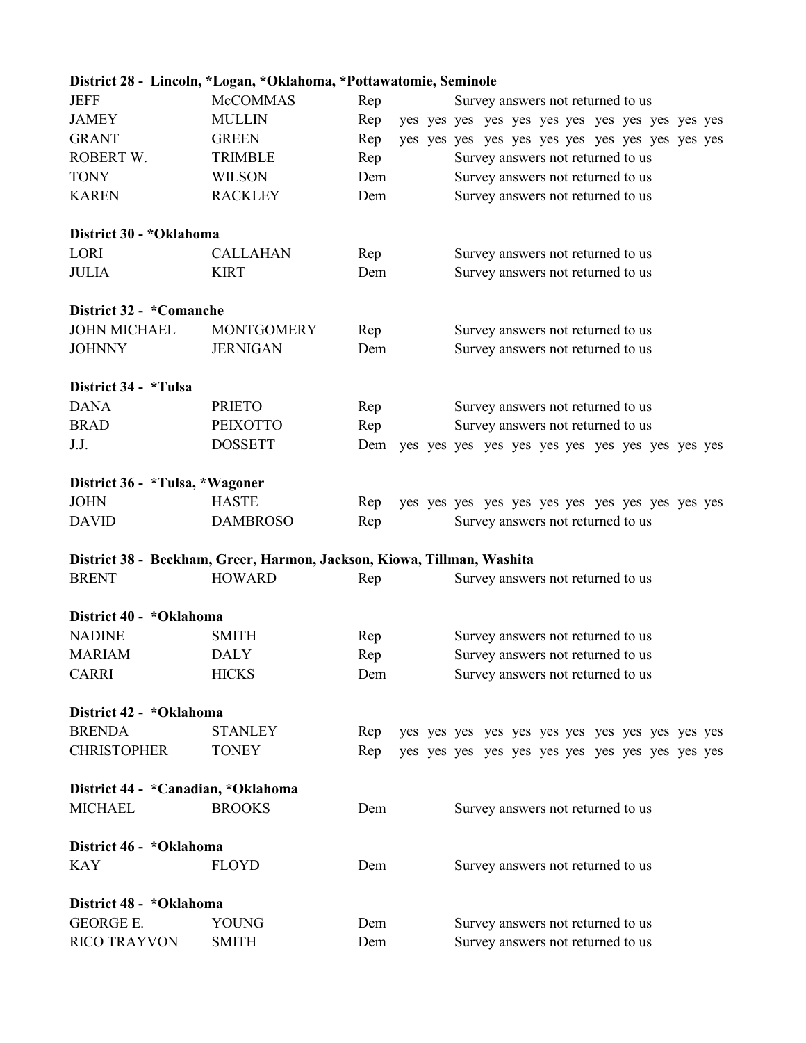**District 28 - Lincoln, *Logan, *Oklahoma, *Pottawatomie, Seminole**

| | | | |
|---|---|---|---|
| JEFF | McCOMMAS | Rep | Survey answers not returned to us |
| JAMEY | MULLIN | Rep | yes yes yes yes yes yes yes yes yes yes yes yes |
| GRANT | GREEN | Rep | yes yes yes yes yes yes yes yes yes yes yes yes |
| ROBERT W. | TRIMBLE | Rep | Survey answers not returned to us |
| TONY | WILSON | Dem | Survey answers not returned to us |
| KAREN | RACKLEY | Dem | Survey answers not returned to us |

**District 30 - *Oklahoma**

| | | | |
|---|---|---|---|
| LORI | CALLAHAN | Rep | Survey answers not returned to us |
| JULIA | KIRT | Dem | Survey answers not returned to us |

**District 32 - *Comanche**

| | | | |
|---|---|---|---|
| JOHN MICHAEL | MONTGOMERY | Rep | Survey answers not returned to us |
| JOHNNY | JERNIGAN | Dem | Survey answers not returned to us |

**District 34 - *Tulsa**

| | | | |
|---|---|---|---|
| DANA | PRIETO | Rep | Survey answers not returned to us |
| BRAD | PEIXOTTO | Rep | Survey answers not returned to us |
| J.J. | DOSSETT | Dem | yes yes yes yes yes yes yes yes yes yes yes yes |

**District 36 - *Tulsa, *Wagoner**

| | | | |
|---|---|---|---|
| JOHN | HASTE | Rep | yes yes yes yes yes yes yes yes yes yes yes yes |
| DAVID | DAMBROSO | Rep | Survey answers not returned to us |

**District 38 - Beckham, Greer, Harmon, Jackson, Kiowa, Tillman, Washita**

| | | | |
|---|---|---|---|
| BRENT | HOWARD | Rep | Survey answers not returned to us |

**District 40 - *Oklahoma**

| | | | |
|---|---|---|---|
| NADINE | SMITH | Rep | Survey answers not returned to us |
| MARIAM | DALY | Rep | Survey answers not returned to us |
| CARRI | HICKS | Dem | Survey answers not returned to us |

**District 42 - *Oklahoma**

| | | | |
|---|---|---|---|
| BRENDA | STANLEY | Rep | yes yes yes yes yes yes yes yes yes yes yes yes |
| CHRISTOPHER | TONEY | Rep | yes yes yes yes yes yes yes yes yes yes yes yes |

**District 44 - *Canadian, *Oklahoma**

| | | | |
|---|---|---|---|
| MICHAEL | BROOKS | Dem | Survey answers not returned to us |

**District 46 - *Oklahoma**

| | | | |
|---|---|---|---|
| KAY | FLOYD | Dem | Survey answers not returned to us |

**District 48 - *Oklahoma**

| | | | |
|---|---|---|---|
| GEORGE E. | YOUNG | Dem | Survey answers not returned to us |
| RICO TRAYVON | SMITH | Dem | Survey answers not returned to us |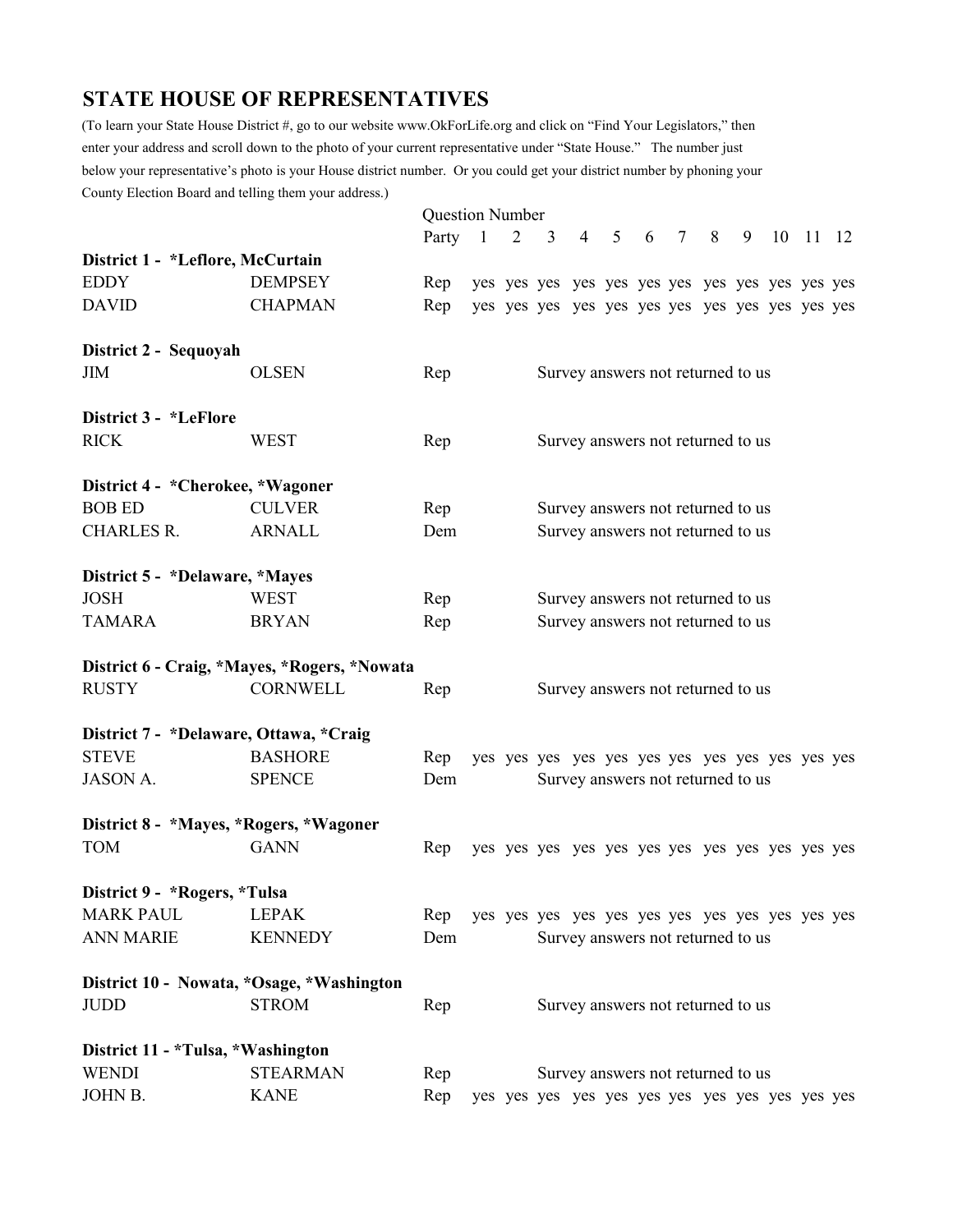## STATE HOUSE OF REPRESENTATIVES

(To learn your State House District #, go to our website www.OkForLife.org and click on "Find Your Legislators," then enter your address and scroll down to the photo of your current representative under "State House." The number just below your representative's photo is your House district number. Or you could get your district number by phoning your County Election Board and telling them your address.)

| | | Party | 1 | 2 | 3 | 4 | 5 | 6 | 7 | 8 | 9 | 10 | 11 | 12 |
|---|---|---|---|---|---|---|---|---|---|---|---|---|---|---|
| **District 1 - *Leflore, McCurtain** | | | | | | | | | | | | | | |
| EDDY | DEMPSEY | Rep | yes | yes | yes | yes | yes | yes | yes | yes | yes | yes | yes | yes |
| DAVID | CHAPMAN | Rep | yes | yes | yes | yes | yes | yes | yes | yes | yes | yes | yes | yes |
| **District 2 - Sequoyah** | | | | | | | | | | | | | | |
| JIM | OLSEN | Rep | Survey answers not returned to us | | | | | | | | | | | |
| **District 3 - *LeFlore** | | | | | | | | | | | | | | |
| RICK | WEST | Rep | Survey answers not returned to us | | | | | | | | | | | |
| **District 4 - *Cherokee, *Wagoner** | | | | | | | | | | | | | | |
| BOB ED | CULVER | Rep | Survey answers not returned to us | | | | | | | | | | | |
| CHARLES R. | ARNALL | Dem | Survey answers not returned to us | | | | | | | | | | | |
| **District 5 - *Delaware, *Mayes** | | | | | | | | | | | | | | |
| JOSH | WEST | Rep | Survey answers not returned to us | | | | | | | | | | | |
| TAMARA | BRYAN | Rep | Survey answers not returned to us | | | | | | | | | | | |
| **District 6 - Craig, *Mayes, *Rogers, *Nowata** | | | | | | | | | | | | | | |
| RUSTY | CORNWELL | Rep | Survey answers not returned to us | | | | | | | | | | | |
| **District 7 - *Delaware, Ottawa, *Craig** | | | | | | | | | | | | | | |
| STEVE | BASHORE | Rep | yes | yes | yes | yes | yes | yes | yes | yes | yes | yes | yes | yes |
| JASON A. | SPENCE | Dem | Survey answers not returned to us | | | | | | | | | | | |
| **District 8 - *Mayes, *Rogers, *Wagoner** | | | | | | | | | | | | | | |
| TOM | GANN | Rep | yes | yes | yes | yes | yes | yes | yes | yes | yes | yes | yes | yes |
| **District 9 - *Rogers, *Tulsa** | | | | | | | | | | | | | | |
| MARK PAUL | LEPAK | Rep | yes | yes | yes | yes | yes | yes | yes | yes | yes | yes | yes | yes |
| ANN MARIE | KENNEDY | Dem | Survey answers not returned to us | | | | | | | | | | | |
| **District 10 - Nowata, *Osage, *Washington** | | | | | | | | | | | | | | |
| JUDD | STROM | Rep | Survey answers not returned to us | | | | | | | | | | | |
| **District 11 - *Tulsa, *Washington** | | | | | | | | | | | | | | |
| WENDI | STEARMAN | Rep | Survey answers not returned to us | | | | | | | | | | | |
| JOHN B. | KANE | Rep | yes | yes | yes | yes | yes | yes | yes | yes | yes | yes | yes | yes |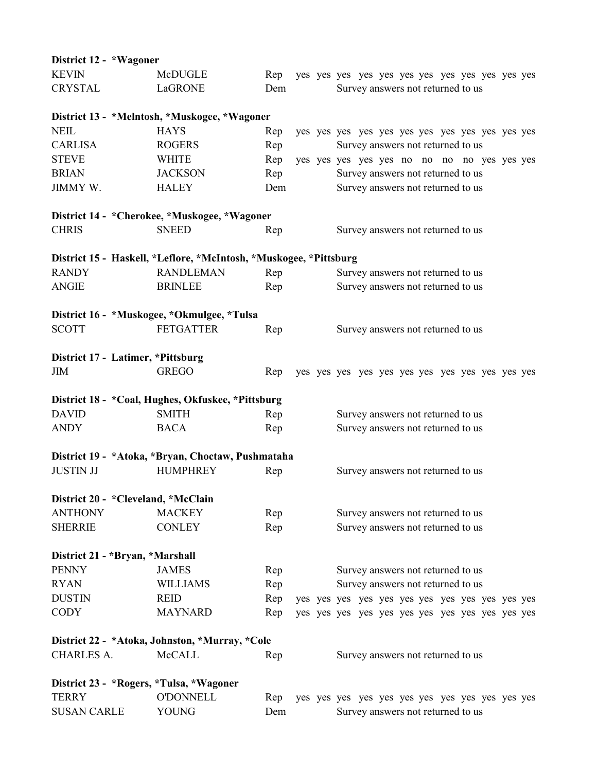**District 12 - *Wagoner**

| | | | |
|---|---|---|---|
| KEVIN | McDUGLE | Rep | yes yes yes yes yes yes yes yes yes yes yes yes |
| CRYSTAL | LaGRONE | Dem | Survey answers not returned to us |

**District 13 - *Melntosh, *Muskogee, *Wagoner**

| | | | |
|---|---|---|---|
| NEIL | HAYS | Rep | yes yes yes yes yes yes yes yes yes yes yes yes |
| CARLISA | ROGERS | Rep | Survey answers not returned to us |
| STEVE | WHITE | Rep | yes yes yes yes yes no no no no yes yes yes |
| BRIAN | JACKSON | Rep | Survey answers not returned to us |
| JIMMY W. | HALEY | Dem | Survey answers not returned to us |

**District 14 - *Cherokee, *Muskogee, *Wagoner**

| | | | |
|---|---|---|---|
| CHRIS | SNEED | Rep | Survey answers not returned to us |

**District 15 - Haskell, *Leflore, *McIntosh, *Muskogee, *Pittsburg**

| | | | |
|---|---|---|---|
| RANDY | RANDLEMAN | Rep | Survey answers not returned to us |
| ANGIE | BRINLEE | Rep | Survey answers not returned to us |

**District 16 - *Muskogee, *Okmulgee, *Tulsa**

| | | | |
|---|---|---|---|
| SCOTT | FETGATTER | Rep | Survey answers not returned to us |

**District 17 - Latimer, *Pittsburg**

| | | | |
|---|---|---|---|
| JIM | GREGO | Rep | yes yes yes yes yes yes yes yes yes yes yes yes |

**District 18 - *Coal, Hughes, Okfuskee, *Pittsburg**

| | | | |
|---|---|---|---|
| DAVID | SMITH | Rep | Survey answers not returned to us |
| ANDY | BACA | Rep | Survey answers not returned to us |

**District 19 - *Atoka, *Bryan, Choctaw, Pushmataha**

| | | | |
|---|---|---|---|
| JUSTIN JJ | HUMPHREY | Rep | Survey answers not returned to us |

**District 20 - *Cleveland, *McClain**

| | | | |
|---|---|---|---|
| ANTHONY | MACKEY | Rep | Survey answers not returned to us |
| SHERRIE | CONLEY | Rep | Survey answers not returned to us |

**District 21 - *Bryan, *Marshall**

| | | | |
|---|---|---|---|
| PENNY | JAMES | Rep | Survey answers not returned to us |
| RYAN | WILLIAMS | Rep | Survey answers not returned to us |
| DUSTIN | REID | Rep | yes yes yes yes yes yes yes yes yes yes yes yes |
| CODY | MAYNARD | Rep | yes yes yes yes yes yes yes yes yes yes yes yes |

**District 22 - *Atoka, Johnston, *Murray, *Cole**

| | | | |
|---|---|---|---|
| CHARLES A. | McCALL | Rep | Survey answers not returned to us |

**District 23 - *Rogers, *Tulsa, *Wagoner**

| | | | |
|---|---|---|---|
| TERRY | O'DONNELL | Rep | yes yes yes yes yes yes yes yes yes yes yes yes |
| SUSAN CARLE | YOUNG | Dem | Survey answers not returned to us |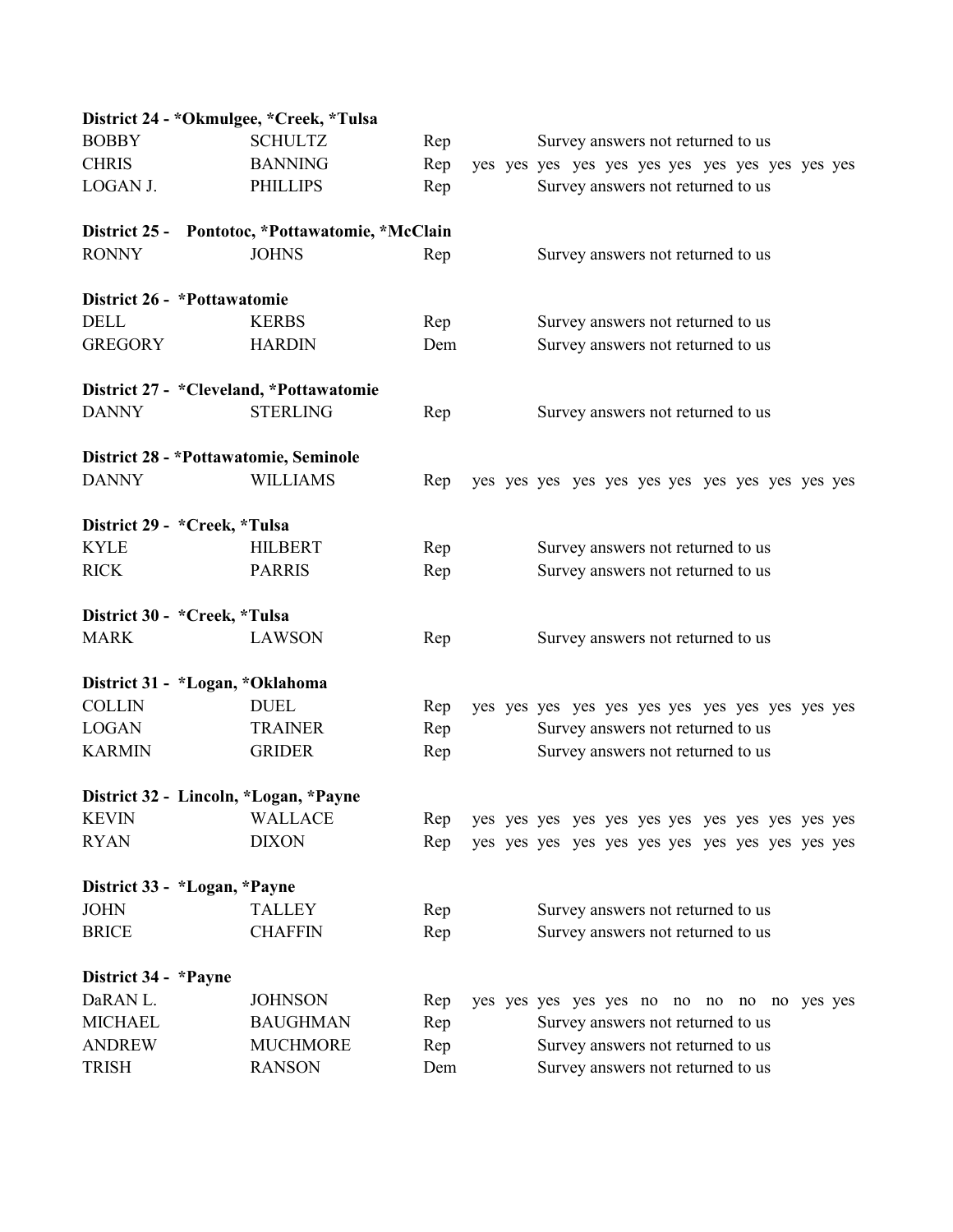**District 24 - *Okmulgee, *Creek, *Tulsa**

| | | | |
|---|---|---|---|
| BOBBY | SCHULTZ | Rep | Survey answers not returned to us |
| CHRIS | BANNING | Rep | yes yes yes yes yes yes yes yes yes yes yes yes |
| LOGAN J. | PHILLIPS | Rep | Survey answers not returned to us |

**District 25 - Pontotoc, *Pottawatomie, *McClain**

| | | | |
|---|---|---|---|
| RONNY | JOHNS | Rep | Survey answers not returned to us |

**District 26 - *Pottawatomie**

| | | | |
|---|---|---|---|
| DELL | KERBS | Rep | Survey answers not returned to us |
| GREGORY | HARDIN | Dem | Survey answers not returned to us |

**District 27 - *Cleveland, *Pottawatomie**

| | | | |
|---|---|---|---|
| DANNY | STERLING | Rep | Survey answers not returned to us |

**District 28 - *Pottawatomie, Seminole**

| | | | |
|---|---|---|---|
| DANNY | WILLIAMS | Rep | yes yes yes yes yes yes yes yes yes yes yes yes |

**District 29 - *Creek, *Tulsa**

| | | | |
|---|---|---|---|
| KYLE | HILBERT | Rep | Survey answers not returned to us |
| RICK | PARRIS | Rep | Survey answers not returned to us |

**District 30 - *Creek, *Tulsa**

| | | | |
|---|---|---|---|
| MARK | LAWSON | Rep | Survey answers not returned to us |

**District 31 - *Logan, *Oklahoma**

| | | | |
|---|---|---|---|
| COLLIN | DUEL | Rep | yes yes yes yes yes yes yes yes yes yes yes yes |
| LOGAN | TRAINER | Rep | Survey answers not returned to us |
| KARMIN | GRIDER | Rep | Survey answers not returned to us |

**District 32 - Lincoln, *Logan, *Payne**

| | | | |
|---|---|---|---|
| KEVIN | WALLACE | Rep | yes yes yes yes yes yes yes yes yes yes yes yes |
| RYAN | DIXON | Rep | yes yes yes yes yes yes yes yes yes yes yes yes |

**District 33 - *Logan, *Payne**

| | | | |
|---|---|---|---|
| JOHN | TALLEY | Rep | Survey answers not returned to us |
| BRICE | CHAFFIN | Rep | Survey answers not returned to us |

**District 34 - *Payne**

| | | | |
|---|---|---|---|
| DaRAN L. | JOHNSON | Rep | yes yes yes yes yes no no no no no yes yes |
| MICHAEL | BAUGHMAN | Rep | Survey answers not returned to us |
| ANDREW | MUCHMORE | Rep | Survey answers not returned to us |
| TRISH | RANSON | Dem | Survey answers not returned to us |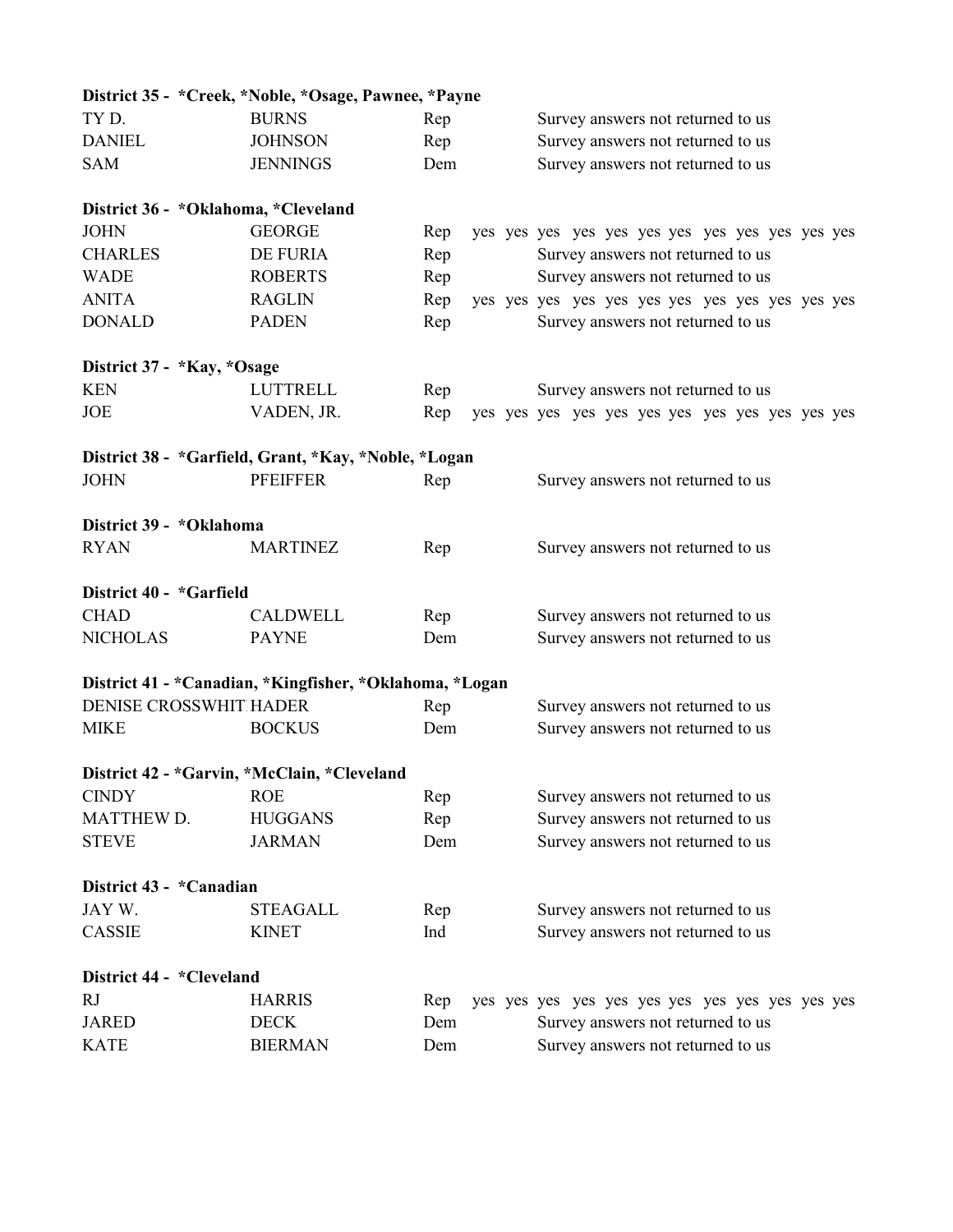**District 35 - *Creek, *Noble, *Osage, Pawnee, *Payne**

| | | | |
|---|---|---|---|
| TY D. | BURNS | Rep | Survey answers not returned to us |
| DANIEL | JOHNSON | Rep | Survey answers not returned to us |
| SAM | JENNINGS | Dem | Survey answers not returned to us |

**District 36 - *Oklahoma, *Cleveland**

| | | | |
|---|---|---|---|
| JOHN | GEORGE | Rep | yes yes yes yes yes yes yes yes yes yes yes yes |
| CHARLES | DE FURIA | Rep | Survey answers not returned to us |
| WADE | ROBERTS | Rep | Survey answers not returned to us |
| ANITA | RAGLIN | Rep | yes yes yes yes yes yes yes yes yes yes yes yes |
| DONALD | PADEN | Rep | Survey answers not returned to us |

**District 37 - *Kay, *Osage**

| | | | |
|---|---|---|---|
| KEN | LUTTRELL | Rep | Survey answers not returned to us |
| JOE | VADEN, JR. | Rep | yes yes yes yes yes yes yes yes yes yes yes yes |

**District 38 - *Garfield, Grant, *Kay, *Noble, *Logan**

| | | | |
|---|---|---|---|
| JOHN | PFEIFFER | Rep | Survey answers not returned to us |

**District 39 - *Oklahoma**

| | | | |
|---|---|---|---|
| RYAN | MARTINEZ | Rep | Survey answers not returned to us |

**District 40 - *Garfield**

| | | | |
|---|---|---|---|
| CHAD | CALDWELL | Rep | Survey answers not returned to us |
| NICHOLAS | PAYNE | Dem | Survey answers not returned to us |

**District 41 - *Canadian, *Kingfisher, *Oklahoma, *Logan**

| | | | |
|---|---|---|---|
| DENISE CROSSWHIT | HADER | Rep | Survey answers not returned to us |
| MIKE | BOCKUS | Dem | Survey answers not returned to us |

**District 42 - *Garvin, *McClain, *Cleveland**

| | | | |
|---|---|---|---|
| CINDY | ROE | Rep | Survey answers not returned to us |
| MATTHEW D. | HUGGANS | Rep | Survey answers not returned to us |
| STEVE | JARMAN | Dem | Survey answers not returned to us |

**District 43 - *Canadian**

| | | | |
|---|---|---|---|
| JAY W. | STEAGALL | Rep | Survey answers not returned to us |
| CASSIE | KINET | Ind | Survey answers not returned to us |

**District 44 - *Cleveland**

| | | | |
|---|---|---|---|
| RJ | HARRIS | Rep | yes yes yes yes yes yes yes yes yes yes yes yes |
| JARED | DECK | Dem | Survey answers not returned to us |
| KATE | BIERMAN | Dem | Survey answers not returned to us |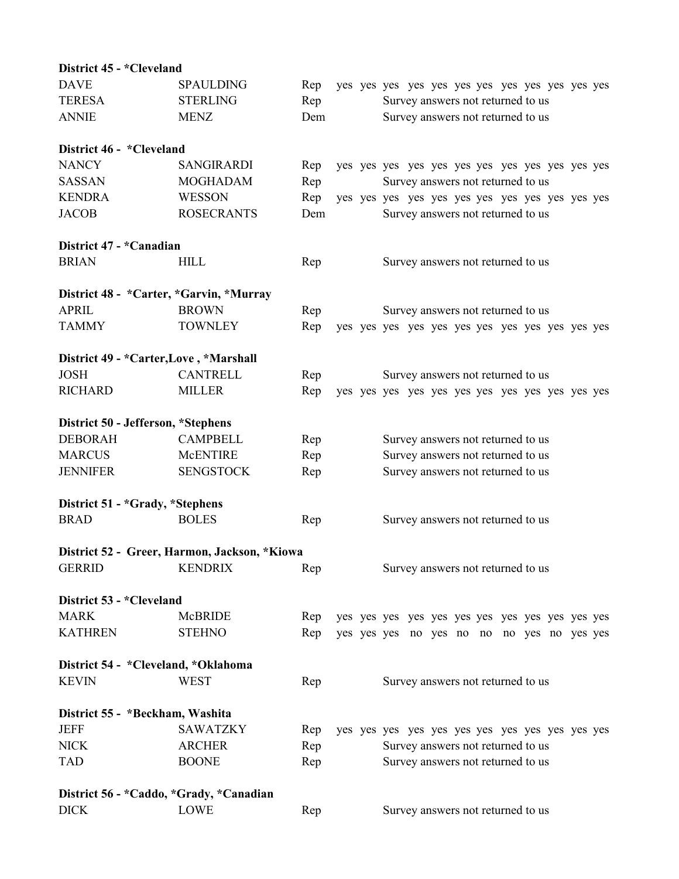**District 45 - *Cleveland**

| | | | |
|---|---|---|---|
| DAVE | SPAULDING | Rep | yes yes yes yes yes yes yes yes yes yes yes yes |
| TERESA | STERLING | Rep | Survey answers not returned to us |
| ANNIE | MENZ | Dem | Survey answers not returned to us |

**District 46 - *Cleveland**

| | | | |
|---|---|---|---|
| NANCY | SANGIRARDI | Rep | yes yes yes yes yes yes yes yes yes yes yes yes |
| SASSAN | MOGHADAM | Rep | Survey answers not returned to us |
| KENDRA | WESSON | Rep | yes yes yes yes yes yes yes yes yes yes yes yes |
| JACOB | ROSECRANTS | Dem | Survey answers not returned to us |

**District 47 - *Canadian**

| | | | |
|---|---|---|---|
| BRIAN | HILL | Rep | Survey answers not returned to us |

**District 48 - *Carter, *Garvin, *Murray**

| | | | |
|---|---|---|---|
| APRIL | BROWN | Rep | Survey answers not returned to us |
| TAMMY | TOWNLEY | Rep | yes yes yes yes yes yes yes yes yes yes yes yes |

**District 49 - *Carter,Love , *Marshall**

| | | | |
|---|---|---|---|
| JOSH | CANTRELL | Rep | Survey answers not returned to us |
| RICHARD | MILLER | Rep | yes yes yes yes yes yes yes yes yes yes yes yes |

**District 50 - Jefferson, *Stephens**

| | | | |
|---|---|---|---|
| DEBORAH | CAMPBELL | Rep | Survey answers not returned to us |
| MARCUS | McENTIRE | Rep | Survey answers not returned to us |
| JENNIFER | SENGSTOCK | Rep | Survey answers not returned to us |

**District 51 - *Grady, *Stephens**

| | | | |
|---|---|---|---|
| BRAD | BOLES | Rep | Survey answers not returned to us |

**District 52 - Greer, Harmon, Jackson, *Kiowa**

| | | | |
|---|---|---|---|
| GERRID | KENDRIX | Rep | Survey answers not returned to us |

**District 53 - *Cleveland**

| | | | |
|---|---|---|---|
| MARK | McBRIDE | Rep | yes yes yes yes yes yes yes yes yes yes yes yes |
| KATHREN | STEHNO | Rep | yes yes yes no yes no no no yes no yes yes |

**District 54 - *Cleveland, *Oklahoma**

| | | | |
|---|---|---|---|
| KEVIN | WEST | Rep | Survey answers not returned to us |

**District 55 - *Beckham, Washita**

| | | | |
|---|---|---|---|
| JEFF | SAWATZKY | Rep | yes yes yes yes yes yes yes yes yes yes yes yes |
| NICK | ARCHER | Rep | Survey answers not returned to us |
| TAD | BOONE | Rep | Survey answers not returned to us |

**District 56 - *Caddo, *Grady, *Canadian**

| | | | |
|---|---|---|---|
| DICK | LOWE | Rep | Survey answers not returned to us |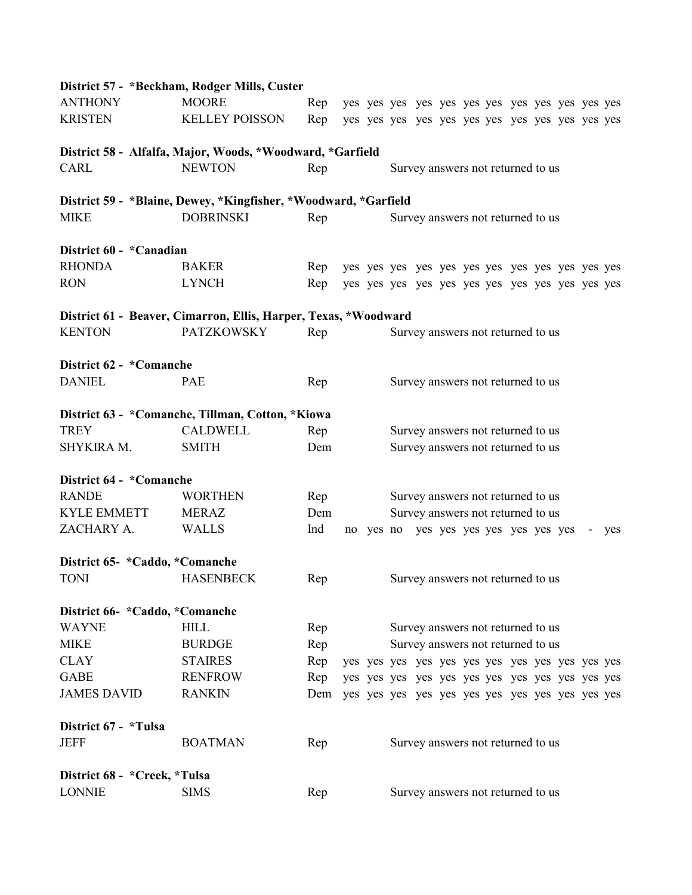**District 57 - *Beckham, Rodger Mills, Custer**

| | | | | | | | | | | | | | | | |
|---|---|---|---|---|---|---|---|---|---|---|---|---|---|---|---|
| ANTHONY | MOORE | Rep | yes | yes | yes | yes | yes | yes | yes | yes | yes | yes | yes | yes | yes |
| KRISTEN | KELLEY POISSON | Rep | yes | yes | yes | yes | yes | yes | yes | yes | yes | yes | yes | yes | yes |

**District 58 - Alfalfa, Major, Woods, *Woodward, *Garfield**

| | | | |
|---|---|---|---|
| CARL | NEWTON | Rep | Survey answers not returned to us |

**District 59 - *Blaine, Dewey, *Kingfisher, *Woodward, *Garfield**

| | | | |
|---|---|---|---|
| MIKE | DOBRINSKI | Rep | Survey answers not returned to us |

**District 60 - *Canadian**

| | | | | | | | | | | | | | | | |
|---|---|---|---|---|---|---|---|---|---|---|---|---|---|---|---|
| RHONDA | BAKER | Rep | yes | yes | yes | yes | yes | yes | yes | yes | yes | yes | yes | yes | yes |
| RON | LYNCH | Rep | yes | yes | yes | yes | yes | yes | yes | yes | yes | yes | yes | yes | yes |

**District 61 - Beaver, Cimarron, Ellis, Harper, Texas, *Woodward**

| | | | |
|---|---|---|---|
| KENTON | PATZKOWSKY | Rep | Survey answers not returned to us |

**District 62 - *Comanche**

| | | | |
|---|---|---|---|
| DANIEL | PAE | Rep | Survey answers not returned to us |

**District 63 - *Comanche, Tillman, Cotton, *Kiowa**

| | | | |
|---|---|---|---|
| TREY | CALDWELL | Rep | Survey answers not returned to us |
| SHYKIRA M. | SMITH | Dem | Survey answers not returned to us |

**District 64 - *Comanche**

| | | | | | | | | | | | | | | | |
|---|---|---|---|---|---|---|---|---|---|---|---|---|---|---|---|
| RANDE | WORTHEN | Rep | Survey answers not returned to us | | | | | | | | | | | | |
| KYLE EMMETT | MERAZ | Dem | Survey answers not returned to us | | | | | | | | | | | | |
| ZACHARY A. | WALLS | Ind | no | yes | no | yes | yes | yes | yes | yes | yes | yes | yes | - | yes |

**District 65- *Caddo, *Comanche**

| | | | |
|---|---|---|---|
| TONI | HASENBECK | Rep | Survey answers not returned to us |

**District 66- *Caddo, *Comanche**

| | | | | | | | | | | | | | | | |
|---|---|---|---|---|---|---|---|---|---|---|---|---|---|---|---|
| WAYNE | HILL | Rep | Survey answers not returned to us | | | | | | | | | | | | |
| MIKE | BURDGE | Rep | Survey answers not returned to us | | | | | | | | | | | | |
| CLAY | STAIRES | Rep | yes | yes | yes | yes | yes | yes | yes | yes | yes | yes | yes | yes | yes |
| GABE | RENFROW | Rep | yes | yes | yes | yes | yes | yes | yes | yes | yes | yes | yes | yes | yes |
| JAMES DAVID | RANKIN | Dem | yes | yes | yes | yes | yes | yes | yes | yes | yes | yes | yes | yes | yes |

**District 67 - *Tulsa**

| | | | |
|---|---|---|---|
| JEFF | BOATMAN | Rep | Survey answers not returned to us |

**District 68 - *Creek, *Tulsa**

| | | | |
|---|---|---|---|
| LONNIE | SIMS | Rep | Survey answers not returned to us |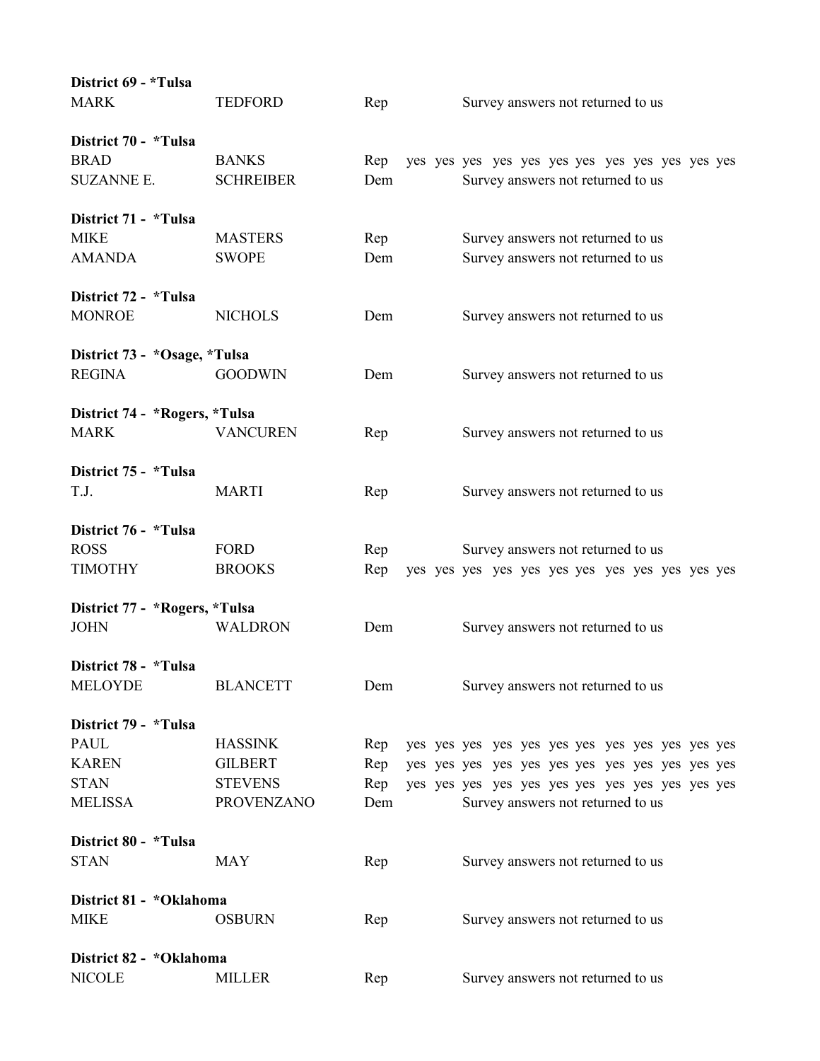**District 69 - *Tulsa**

| | | | |
|---|---|---|---|
| MARK | TEDFORD | Rep | Survey answers not returned to us |

**District 70 - *Tulsa**

| | | | |
|---|---|---|---|
| BRAD | BANKS | Rep | yes yes yes yes yes yes yes yes yes yes yes yes |
| SUZANNE E. | SCHREIBER | Dem | Survey answers not returned to us |

**District 71 - *Tulsa**

| | | | |
|---|---|---|---|
| MIKE | MASTERS | Rep | Survey answers not returned to us |
| AMANDA | SWOPE | Dem | Survey answers not returned to us |

**District 72 - *Tulsa**

| | | | |
|---|---|---|---|
| MONROE | NICHOLS | Dem | Survey answers not returned to us |

**District 73 - *Osage, *Tulsa**

| | | | |
|---|---|---|---|
| REGINA | GOODWIN | Dem | Survey answers not returned to us |

**District 74 - *Rogers, *Tulsa**

| | | | |
|---|---|---|---|
| MARK | VANCUREN | Rep | Survey answers not returned to us |

**District 75 - *Tulsa**

| | | | |
|---|---|---|---|
| T.J. | MARTI | Rep | Survey answers not returned to us |

**District 76 - *Tulsa**

| | | | |
|---|---|---|---|
| ROSS | FORD | Rep | Survey answers not returned to us |
| TIMOTHY | BROOKS | Rep | yes yes yes yes yes yes yes yes yes yes yes yes |

**District 77 - *Rogers, *Tulsa**

| | | | |
|---|---|---|---|
| JOHN | WALDRON | Dem | Survey answers not returned to us |

**District 78 - *Tulsa**

| | | | |
|---|---|---|---|
| MELOYDE | BLANCETT | Dem | Survey answers not returned to us |

**District 79 - *Tulsa**

| | | | |
|---|---|---|---|
| PAUL | HASSINK | Rep | yes yes yes yes yes yes yes yes yes yes yes yes |
| KAREN | GILBERT | Rep | yes yes yes yes yes yes yes yes yes yes yes yes |
| STAN | STEVENS | Rep | yes yes yes yes yes yes yes yes yes yes yes yes |
| MELISSA | PROVENZANO | Dem | Survey answers not returned to us |

**District 80 - *Tulsa**

| | | | |
|---|---|---|---|
| STAN | MAY | Rep | Survey answers not returned to us |

**District 81 - *Oklahoma**

| | | | |
|---|---|---|---|
| MIKE | OSBURN | Rep | Survey answers not returned to us |

**District 82 - *Oklahoma**

| | | | |
|---|---|---|---|
| NICOLE | MILLER | Rep | Survey answers not returned to us |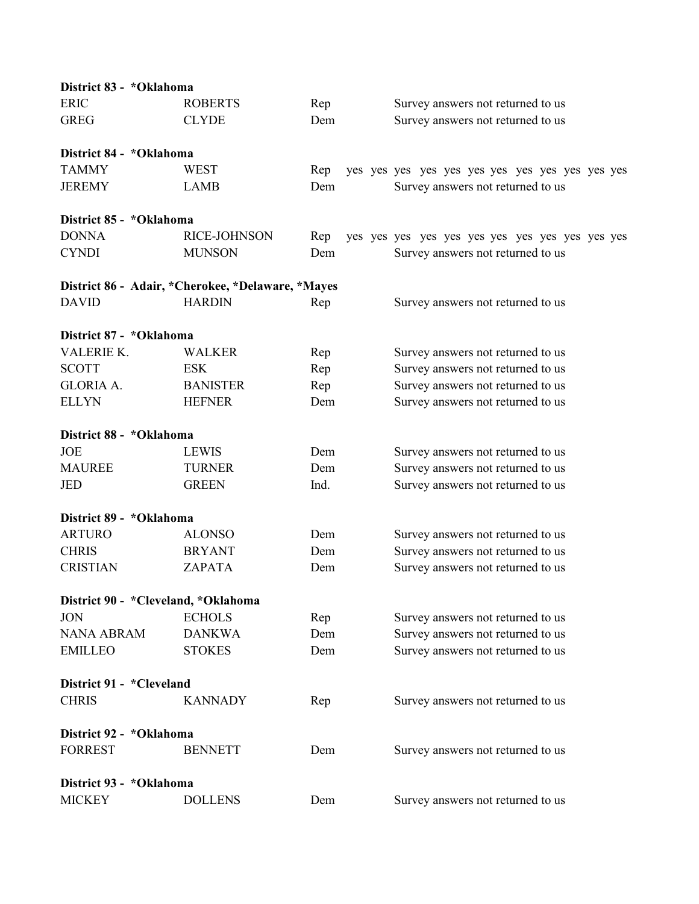**District 83 - *Oklahoma**

| | | | |
|---|---|---|---|
| ERIC | ROBERTS | Rep | Survey answers not returned to us |
| GREG | CLYDE | Dem | Survey answers not returned to us |

**District 84 - *Oklahoma**

| | | | |
|---|---|---|---|
| TAMMY | WEST | Rep | yes yes yes yes yes yes yes yes yes yes yes yes |
| JEREMY | LAMB | Dem | Survey answers not returned to us |

**District 85 - *Oklahoma**

| | | | |
|---|---|---|---|
| DONNA | RICE-JOHNSON | Rep | yes yes yes yes yes yes yes yes yes yes yes yes |
| CYNDI | MUNSON | Dem | Survey answers not returned to us |

**District 86 - Adair, *Cherokee, *Delaware, *Mayes**

| | | | |
|---|---|---|---|
| DAVID | HARDIN | Rep | Survey answers not returned to us |

**District 87 - *Oklahoma**

| | | | |
|---|---|---|---|
| VALERIE K. | WALKER | Rep | Survey answers not returned to us |
| SCOTT | ESK | Rep | Survey answers not returned to us |
| GLORIA A. | BANISTER | Rep | Survey answers not returned to us |
| ELLYN | HEFNER | Dem | Survey answers not returned to us |

**District 88 - *Oklahoma**

| | | | |
|---|---|---|---|
| JOE | LEWIS | Dem | Survey answers not returned to us |
| MAUREE | TURNER | Dem | Survey answers not returned to us |
| JED | GREEN | Ind. | Survey answers not returned to us |

**District 89 - *Oklahoma**

| | | | |
|---|---|---|---|
| ARTURO | ALONSO | Dem | Survey answers not returned to us |
| CHRIS | BRYANT | Dem | Survey answers not returned to us |
| CRISTIAN | ZAPATA | Dem | Survey answers not returned to us |

**District 90 - *Cleveland, *Oklahoma**

| | | | |
|---|---|---|---|
| JON | ECHOLS | Rep | Survey answers not returned to us |
| NANA ABRAM | DANKWA | Dem | Survey answers not returned to us |
| EMILLEO | STOKES | Dem | Survey answers not returned to us |

**District 91 - *Cleveland**

| | | | |
|---|---|---|---|
| CHRIS | KANNADY | Rep | Survey answers not returned to us |

**District 92 - *Oklahoma**

| | | | |
|---|---|---|---|
| FORREST | BENNETT | Dem | Survey answers not returned to us |

**District 93 - *Oklahoma**

| | | | |
|---|---|---|---|
| MICKEY | DOLLENS | Dem | Survey answers not returned to us |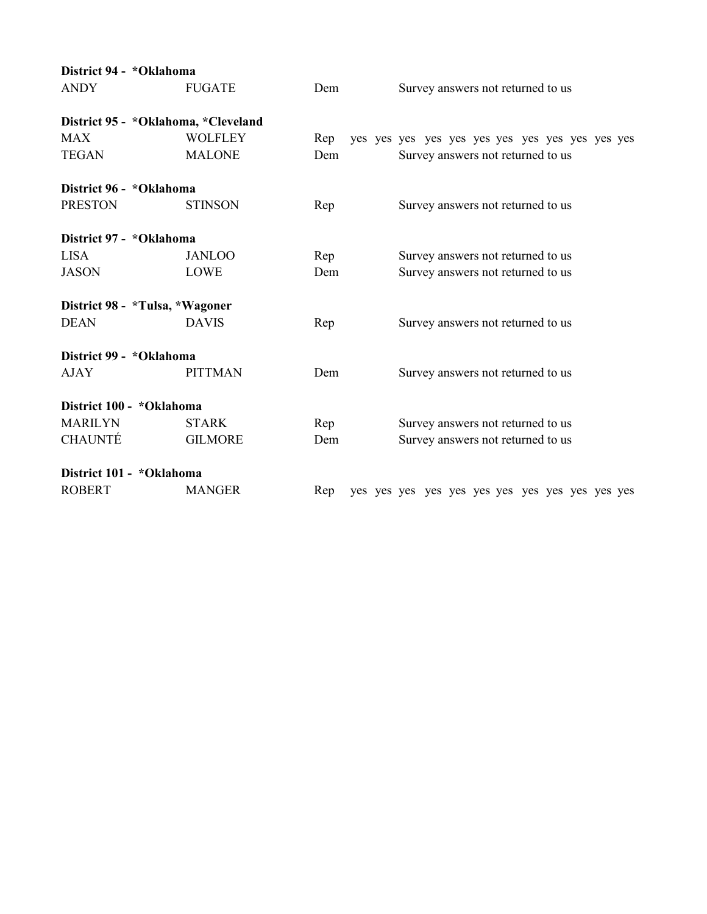**District 94 - *Oklahoma**

| | | | |
|---|---|---|---|
| ANDY | FUGATE | Dem | Survey answers not returned to us |

**District 95 - *Oklahoma, *Cleveland**

| | | | |
|---|---|---|---|
| MAX | WOLFLEY | Rep | yes yes yes yes yes yes yes yes yes yes yes yes |
| TEGAN | MALONE | Dem | Survey answers not returned to us |

**District 96 - *Oklahoma**

| | | | |
|---|---|---|---|
| PRESTON | STINSON | Rep | Survey answers not returned to us |

**District 97 - *Oklahoma**

| | | | |
|---|---|---|---|
| LISA | JANLOO | Rep | Survey answers not returned to us |
| JASON | LOWE | Dem | Survey answers not returned to us |

**District 98 - *Tulsa, *Wagoner**

| | | | |
|---|---|---|---|
| DEAN | DAVIS | Rep | Survey answers not returned to us |

**District 99 - *Oklahoma**

| | | | |
|---|---|---|---|
| AJAY | PITTMAN | Dem | Survey answers not returned to us |

**District 100 - *Oklahoma**

| | | | |
|---|---|---|---|
| MARILYN | STARK | Rep | Survey answers not returned to us |
| CHAUNTÉ | GILMORE | Dem | Survey answers not returned to us |

**District 101 - *Oklahoma**

| | | | |
|---|---|---|---|
| ROBERT | MANGER | Rep | yes yes yes yes yes yes yes yes yes yes yes yes |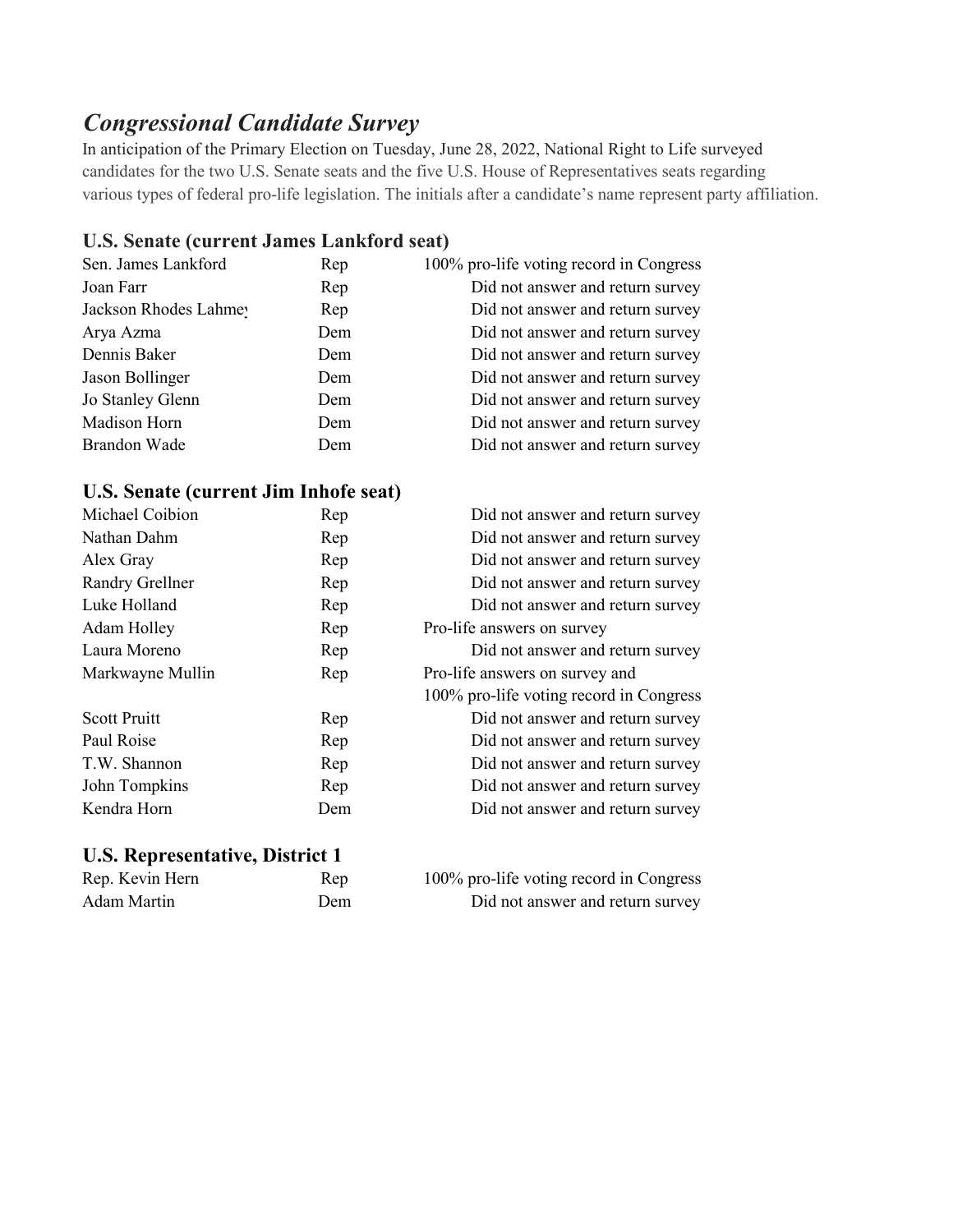# *Congressional Candidate Survey*

In anticipation of the Primary Election on Tuesday, June 28, 2022, National Right to Life surveyed candidates for the two U.S. Senate seats and the five U.S. House of Representatives seats regarding various types of federal pro-life legislation. The initials after a candidate's name represent party affiliation.

## U.S. Senate (current James Lankford seat)

| Candidate | Party | Response |
|---|---|---|
| Sen. James Lankford | Rep | 100% pro-life voting record in Congress |
| Joan Farr | Rep | Did not answer and return survey |
| Jackson Rhodes Lahmey | Rep | Did not answer and return survey |
| Arya Azma | Dem | Did not answer and return survey |
| Dennis Baker | Dem | Did not answer and return survey |
| Jason Bollinger | Dem | Did not answer and return survey |
| Jo Stanley Glenn | Dem | Did not answer and return survey |
| Madison Horn | Dem | Did not answer and return survey |
| Brandon Wade | Dem | Did not answer and return survey |

## U.S. Senate (current Jim Inhofe seat)

| Candidate | Party | Response |
|---|---|---|
| Michael Coibion | Rep | Did not answer and return survey |
| Nathan Dahm | Rep | Did not answer and return survey |
| Alex Gray | Rep | Did not answer and return survey |
| Randry Grellner | Rep | Did not answer and return survey |
| Luke Holland | Rep | Did not answer and return survey |
| Adam Holley | Rep | Pro-life answers on survey |
| Laura Moreno | Rep | Did not answer and return survey |
| Markwayne Mullin | Rep | Pro-life answers on survey and 100% pro-life voting record in Congress |
| Scott Pruitt | Rep | Did not answer and return survey |
| Paul Roise | Rep | Did not answer and return survey |
| T.W. Shannon | Rep | Did not answer and return survey |
| John Tompkins | Rep | Did not answer and return survey |
| Kendra Horn | Dem | Did not answer and return survey |

## U.S. Representative, District 1

| Candidate | Party | Response |
|---|---|---|
| Rep. Kevin Hern | Rep | 100% pro-life voting record in Congress |
| Adam Martin | Dem | Did not answer and return survey |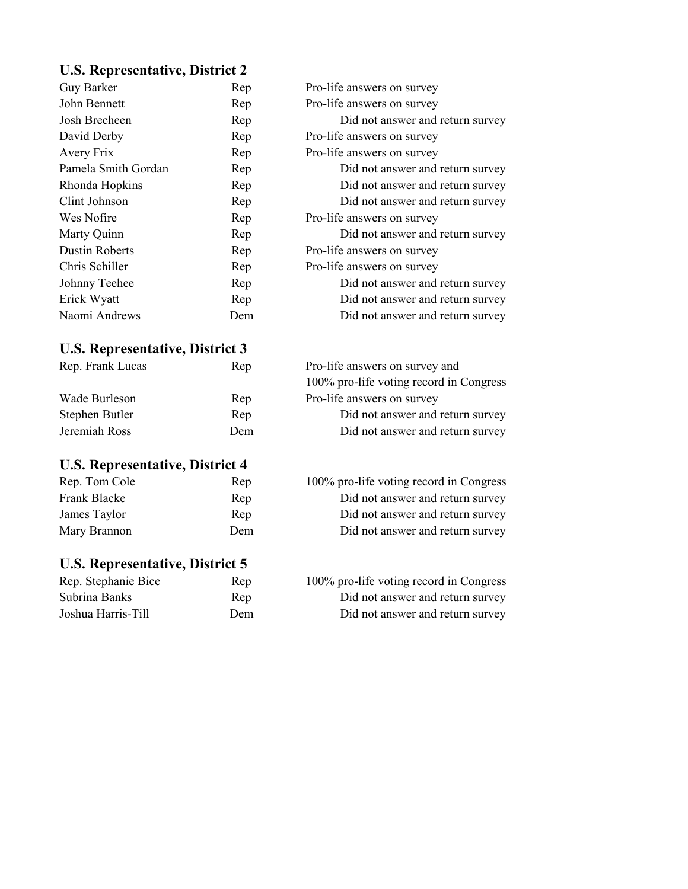## U.S. Representative, District 2

| | | |
|---|---|---|
| Guy Barker | Rep | Pro-life answers on survey |
| John Bennett | Rep | Pro-life answers on survey |
| Josh Brecheen | Rep | Did not answer and return survey |
| David Derby | Rep | Pro-life answers on survey |
| Avery Frix | Rep | Pro-life answers on survey |
| Pamela Smith Gordan | Rep | Did not answer and return survey |
| Rhonda Hopkins | Rep | Did not answer and return survey |
| Clint Johnson | Rep | Did not answer and return survey |
| Wes Nofire | Rep | Pro-life answers on survey |
| Marty Quinn | Rep | Did not answer and return survey |
| Dustin Roberts | Rep | Pro-life answers on survey |
| Chris Schiller | Rep | Pro-life answers on survey |
| Johnny Teehee | Rep | Did not answer and return survey |
| Erick Wyatt | Rep | Did not answer and return survey |
| Naomi Andrews | Dem | Did not answer and return survey |

## U.S. Representative, District 3

| | | |
|---|---|---|
| Rep. Frank Lucas | Rep | Pro-life answers on survey and 100% pro-life voting record in Congress |
| Wade Burleson | Rep | Pro-life answers on survey |
| Stephen Butler | Rep | Did not answer and return survey |
| Jeremiah Ross | Dem | Did not answer and return survey |

## U.S. Representative, District 4

| | | |
|---|---|---|
| Rep. Tom Cole | Rep | 100% pro-life voting record in Congress |
| Frank Blacke | Rep | Did not answer and return survey |
| James Taylor | Rep | Did not answer and return survey |
| Mary Brannon | Dem | Did not answer and return survey |

## U.S. Representative, District 5

| | | |
|---|---|---|
| Rep. Stephanie Bice | Rep | 100% pro-life voting record in Congress |
| Subrina Banks | Rep | Did not answer and return survey |
| Joshua Harris-Till | Dem | Did not answer and return survey |